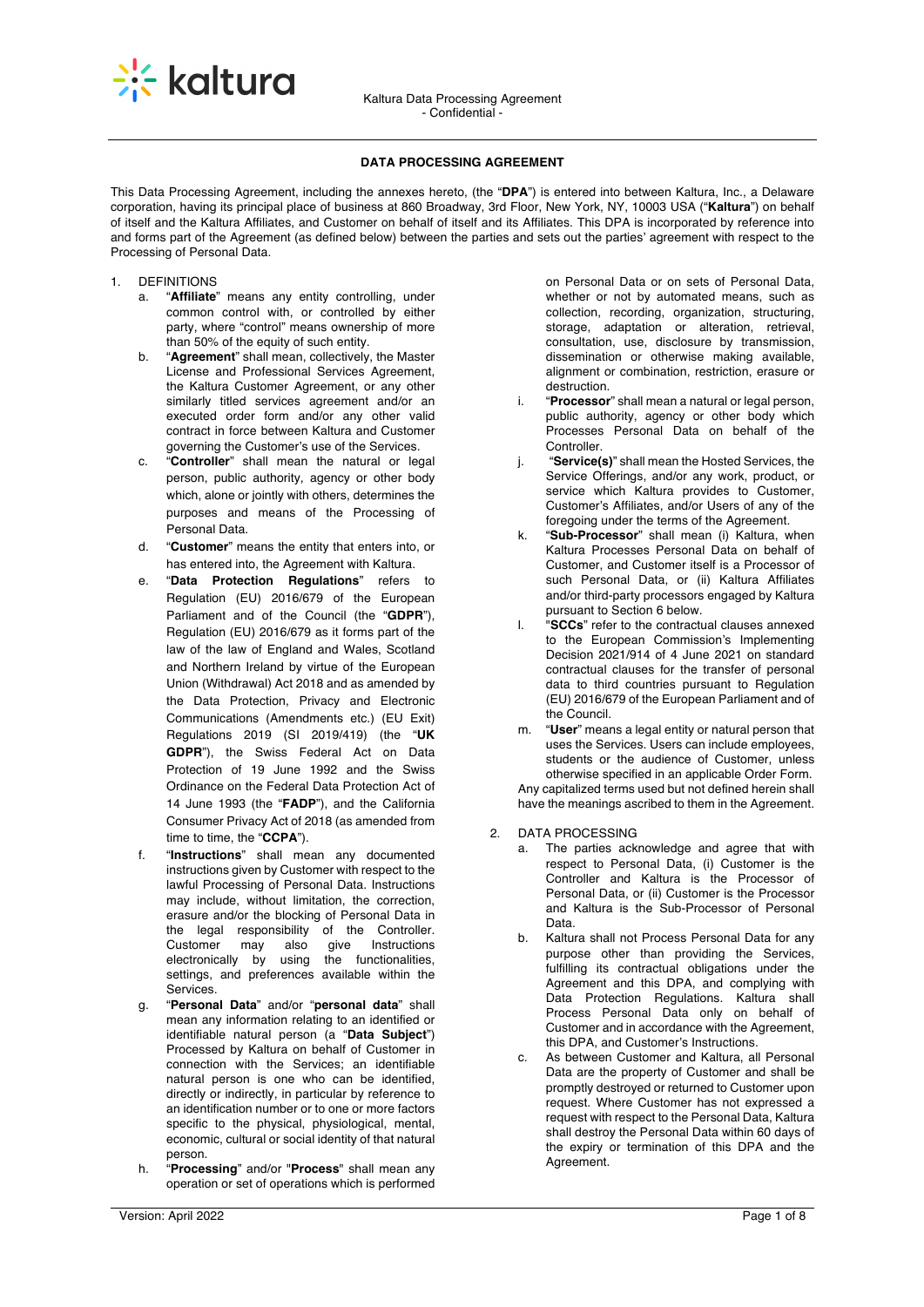# DATA PROCESSING AGREEMENT

This Data Processing Agreement, including the annexes hereto, (the "**DPA**") is entered into between Kaltura, Inc., a Delaware corporation, having its principal place of business at 860 Broadway, 3rd Floor, New York, NY, 10003 USA ("**Kaltura**") on behalf of itself and the Kaltura Affiliates, and Customer on behalf of itself and its Affiliates. This DPA is incorporated by reference into and forms part of the Agreement (as defined below) between the parties and sets out the parties' agreement with respect to the Processing of Personal Data.

1. DEFINITIONS
   a. "**Affiliate**" means any entity controlling, under common control with, or controlled by either party, where "control" means ownership of more than 50% of the equity of such entity.
   b. "**Agreement**" shall mean, collectively, the Master License and Professional Services Agreement, the Kaltura Customer Agreement, or any other similarly titled services agreement and/or an executed order form and/or any other valid contract in force between Kaltura and Customer governing the Customer's use of the Services.
   c. "**Controller**" shall mean the natural or legal person, public authority, agency or other body which, alone or jointly with others, determines the purposes and means of the Processing of Personal Data.
   d. "**Customer**" means the entity that enters into, or has entered into, the Agreement with Kaltura.
   e. "**Data Protection Regulations**" refers to Regulation (EU) 2016/679 of the European Parliament and of the Council (the "**GDPR**"), Regulation (EU) 2016/679 as it forms part of the law of the law of England and Wales, Scotland and Northern Ireland by virtue of the European Union (Withdrawal) Act 2018 and as amended by the Data Protection, Privacy and Electronic Communications (Amendments etc.) (EU Exit) Regulations 2019 (SI 2019/419) (the "**UK GDPR**"), the Swiss Federal Act on Data Protection of 19 June 1992 and the Swiss Ordinance on the Federal Data Protection Act of 14 June 1993 (the "**FADP**"), and the California Consumer Privacy Act of 2018 (as amended from time to time, the "**CCPA**").
   f. "**Instructions**" shall mean any documented instructions given by Customer with respect to the lawful Processing of Personal Data. Instructions may include, without limitation, the correction, erasure and/or the blocking of Personal Data in the legal responsibility of the Controller. Customer may also give Instructions electronically by using the functionalities, settings, and preferences available within the Services.
   g. "**Personal Data**" and/or "**personal data**" shall mean any information relating to an identified or identifiable natural person (a "**Data Subject**") Processed by Kaltura on behalf of Customer in connection with the Services; an identifiable natural person is one who can be identified, directly or indirectly, in particular by reference to an identification number or to one or more factors specific to the physical, physiological, mental, economic, cultural or social identity of that natural person.
   h. "**Processing**" and/or "**Process**" shall mean any operation or set of operations which is performed on Personal Data or on sets of Personal Data, whether or not by automated means, such as collection, recording, organization, structuring, storage, adaptation or alteration, retrieval, consultation, use, disclosure by transmission, dissemination or otherwise making available, alignment or combination, restriction, erasure or destruction.
   i. "**Processor**" shall mean a natural or legal person, public authority, agency or other body which Processes Personal Data on behalf of the Controller.
   j. "**Service(s)**" shall mean the Hosted Services, the Service Offerings, and/or any work, product, or service which Kaltura provides to Customer, Customer's Affiliates, and/or Users of any of the foregoing under the terms of the Agreement.
   k. "**Sub-Processor**" shall mean (i) Kaltura, when Kaltura Processes Personal Data on behalf of Customer, and Customer itself is a Processor of such Personal Data, or (ii) Kaltura Affiliates and/or third-party processors engaged by Kaltura pursuant to Section 6 below.
   l. "**SCCs**" refer to the contractual clauses annexed to the European Commission's Implementing Decision 2021/914 of 4 June 2021 on standard contractual clauses for the transfer of personal data to third countries pursuant to Regulation (EU) 2016/679 of the European Parliament and of the Council.
   m. "**User**" means a legal entity or natural person that uses the Services. Users can include employees, students or the audience of Customer, unless otherwise specified in an applicable Order Form.

   Any capitalized terms used but not defined herein shall have the meanings ascribed to them in the Agreement.

2. DATA PROCESSING
   a. The parties acknowledge and agree that with respect to Personal Data, (i) Customer is the Controller and Kaltura is the Processor of Personal Data, or (ii) Customer is the Processor and Kaltura is the Sub-Processor of Personal Data.
   b. Kaltura shall not Process Personal Data for any purpose other than providing the Services, fulfilling its contractual obligations under the Agreement and this DPA, and complying with Data Protection Regulations. Kaltura shall Process Personal Data only on behalf of Customer and in accordance with the Agreement, this DPA, and Customer's Instructions.
   c. As between Customer and Kaltura, all Personal Data are the property of Customer and shall be promptly destroyed or returned to Customer upon request. Where Customer has not expressed a request with respect to the Personal Data, Kaltura shall destroy the Personal Data within 60 days of the expiry or termination of this DPA and the Agreement.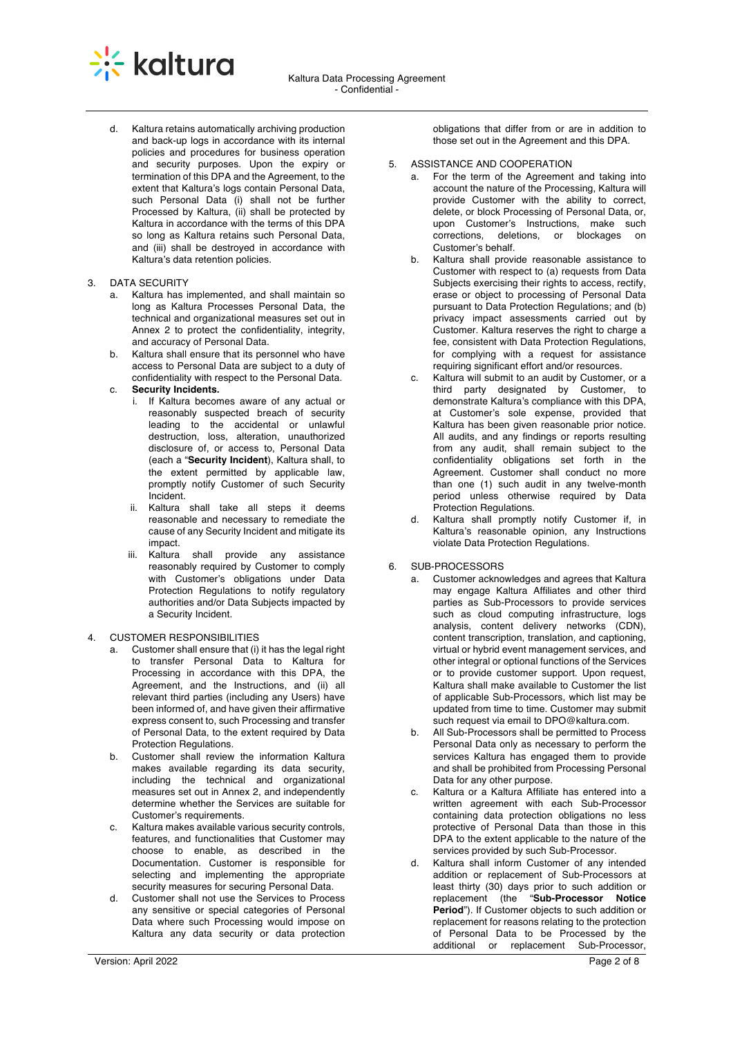d. Kaltura retains automatically archiving production and back-up logs in accordance with its internal policies and procedures for business operation and security purposes. Upon the expiry or termination of this DPA and the Agreement, to the extent that Kaltura's logs contain Personal Data, such Personal Data (i) shall not be further Processed by Kaltura, (ii) shall be protected by Kaltura in accordance with the terms of this DPA so long as Kaltura retains such Personal Data, and (iii) shall be destroyed in accordance with Kaltura's data retention policies.

3. DATA SECURITY
   a. Kaltura has implemented, and shall maintain so long as Kaltura Processes Personal Data, the technical and organizational measures set out in Annex 2 to protect the confidentiality, integrity, and accuracy of Personal Data.
   b. Kaltura shall ensure that its personnel who have access to Personal Data are subject to a duty of confidentiality with respect to the Personal Data.
   c. **Security Incidents.**
      i. If Kaltura becomes aware of any actual or reasonably suspected breach of security leading to the accidental or unlawful destruction, loss, alteration, unauthorized disclosure of, or access to, Personal Data (each a "**Security Incident**), Kaltura shall, to the extent permitted by applicable law, promptly notify Customer of such Security Incident.
      ii. Kaltura shall take all steps it deems reasonable and necessary to remediate the cause of any Security Incident and mitigate its impact.
      iii. Kaltura shall provide any assistance reasonably required by Customer to comply with Customer's obligations under Data Protection Regulations to notify regulatory authorities and/or Data Subjects impacted by a Security Incident.

4. CUSTOMER RESPONSIBILITIES
   a. Customer shall ensure that (i) it has the legal right to transfer Personal Data to Kaltura for Processing in accordance with this DPA, the Agreement, and the Instructions, and (ii) all relevant third parties (including any Users) have been informed of, and have given their affirmative express consent to, such Processing and transfer of Personal Data, to the extent required by Data Protection Regulations.
   b. Customer shall review the information Kaltura makes available regarding its data security, including the technical and organizational measures set out in Annex 2, and independently determine whether the Services are suitable for Customer's requirements.
   c. Kaltura makes available various security controls, features, and functionalities that Customer may choose to enable, as described in the Documentation. Customer is responsible for selecting and implementing the appropriate security measures for securing Personal Data.
   d. Customer shall not use the Services to Process any sensitive or special categories of Personal Data where such Processing would impose on Kaltura any data security or data protection obligations that differ from or are in addition to those set out in the Agreement and this DPA.

5. ASSISTANCE AND COOPERATION
   a. For the term of the Agreement and taking into account the nature of the Processing, Kaltura will provide Customer with the ability to correct, delete, or block Processing of Personal Data, or, upon Customer's Instructions, make such corrections, deletions, or blockages on Customer's behalf.
   b. Kaltura shall provide reasonable assistance to Customer with respect to (a) requests from Data Subjects exercising their rights to access, rectify, erase or object to processing of Personal Data pursuant to Data Protection Regulations; and (b) privacy impact assessments carried out by Customer. Kaltura reserves the right to charge a fee, consistent with Data Protection Regulations, for complying with a request for assistance requiring significant effort and/or resources.
   c. Kaltura will submit to an audit by Customer, or a third party designated by Customer, to demonstrate Kaltura's compliance with this DPA, at Customer's sole expense, provided that Kaltura has been given reasonable prior notice. All audits, and any findings or reports resulting from any audit, shall remain subject to the confidentiality obligations set forth in the Agreement. Customer shall conduct no more than one (1) such audit in any twelve-month period unless otherwise required by Data Protection Regulations.
   d. Kaltura shall promptly notify Customer if, in Kaltura's reasonable opinion, any Instructions violate Data Protection Regulations.

6. SUB-PROCESSORS
   a. Customer acknowledges and agrees that Kaltura may engage Kaltura Affiliates and other third parties as Sub-Processors to provide services such as cloud computing infrastructure, logs analysis, content delivery networks (CDN), content transcription, translation, and captioning, virtual or hybrid event management services, and other integral or optional functions of the Services or to provide customer support. Upon request, Kaltura shall make available to Customer the list of applicable Sub-Processors, which list may be updated from time to time. Customer may submit such request via email to DPO@kaltura.com.
   b. All Sub-Processors shall be permitted to Process Personal Data only as necessary to perform the services Kaltura has engaged them to provide and shall be prohibited from Processing Personal Data for any other purpose.
   c. Kaltura or a Kaltura Affiliate has entered into a written agreement with each Sub-Processor containing data protection obligations no less protective of Personal Data than those in this DPA to the extent applicable to the nature of the services provided by such Sub-Processor.
   d. Kaltura shall inform Customer of any intended addition or replacement of Sub-Processors at least thirty (30) days prior to such addition or replacement (the "**Sub-Processor Notice Period**"). If Customer objects to such addition or replacement for reasons relating to the protection of Personal Data to be Processed by the additional or replacement Sub-Processor,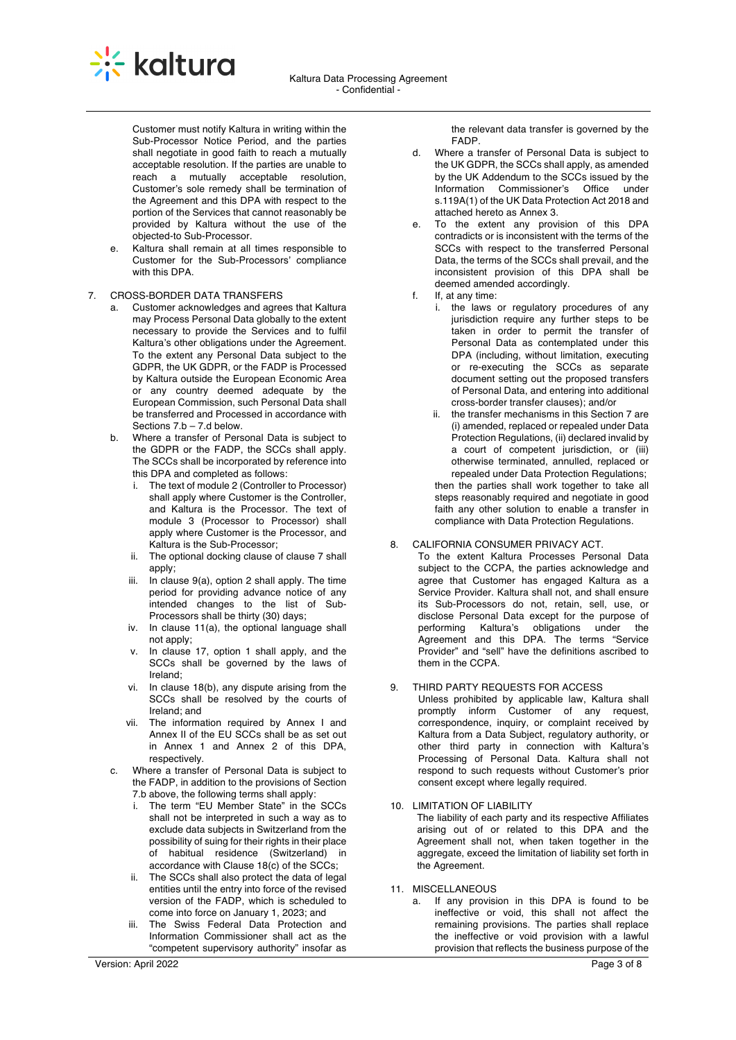Customer must notify Kaltura in writing within the Sub-Processor Notice Period, and the parties shall negotiate in good faith to reach a mutually acceptable resolution. If the parties are unable to reach a mutually acceptable resolution, Customer's sole remedy shall be termination of the Agreement and this DPA with respect to the portion of the Services that cannot reasonably be provided by Kaltura without the use of the objected-to Sub-Processor.

e. Kaltura shall remain at all times responsible to Customer for the Sub-Processors' compliance with this DPA.

7. CROSS-BORDER DATA TRANSFERS

a. Customer acknowledges and agrees that Kaltura may Process Personal Data globally to the extent necessary to provide the Services and to fulfil Kaltura's other obligations under the Agreement. To the extent any Personal Data subject to the GDPR, the UK GDPR, or the FADP is Processed by Kaltura outside the European Economic Area or any country deemed adequate by the European Commission, such Personal Data shall be transferred and Processed in accordance with Sections 7.b – 7.d below.

b. Where a transfer of Personal Data is subject to the GDPR or the FADP, the SCCs shall apply. The SCCs shall be incorporated by reference into this DPA and completed as follows:

   i. The text of module 2 (Controller to Processor) shall apply where Customer is the Controller, and Kaltura is the Processor. The text of module 3 (Processor to Processor) shall apply where Customer is the Processor, and Kaltura is the Sub-Processor;

   ii. The optional docking clause of clause 7 shall apply;

   iii. In clause 9(a), option 2 shall apply. The time period for providing advance notice of any intended changes to the list of Sub-Processors shall be thirty (30) days;

   iv. In clause 11(a), the optional language shall not apply;

   v. In clause 17, option 1 shall apply, and the SCCs shall be governed by the laws of Ireland;

   vi. In clause 18(b), any dispute arising from the SCCs shall be resolved by the courts of Ireland; and

   vii. The information required by Annex I and Annex II of the EU SCCs shall be as set out in Annex 1 and Annex 2 of this DPA, respectively.

c. Where a transfer of Personal Data is subject to the FADP, in addition to the provisions of Section 7.b above, the following terms shall apply:

   i. The term "EU Member State" in the SCCs shall not be interpreted in such a way as to exclude data subjects in Switzerland from the possibility of suing for their rights in their place of habitual residence (Switzerland) in accordance with Clause 18(c) of the SCCs;

   ii. The SCCs shall also protect the data of legal entities until the entry into force of the revised version of the FADP, which is scheduled to come into force on January 1, 2023; and

   iii. The Swiss Federal Data Protection and Information Commissioner shall act as the "competent supervisory authority" insofar as the relevant data transfer is governed by the FADP.

d. Where a transfer of Personal Data is subject to the UK GDPR, the SCCs shall apply, as amended by the UK Addendum to the SCCs issued by the Information Commissioner's Office under s.119A(1) of the UK Data Protection Act 2018 and attached hereto as Annex 3.

e. To the extent any provision of this DPA contradicts or is inconsistent with the terms of the SCCs with respect to the transferred Personal Data, the terms of the SCCs shall prevail, and the inconsistent provision of this DPA shall be deemed amended accordingly.

f. If, at any time:

   i. the laws or regulatory procedures of any jurisdiction require any further steps to be taken in order to permit the transfer of Personal Data as contemplated under this DPA (including, without limitation, executing or re-executing the SCCs as separate document setting out the proposed transfers of Personal Data, and entering into additional cross-border transfer clauses); and/or

   ii. the transfer mechanisms in this Section 7 are (i) amended, replaced or repealed under Data Protection Regulations, (ii) declared invalid by a court of competent jurisdiction, or (iii) otherwise terminated, annulled, replaced or repealed under Data Protection Regulations;

   then the parties shall work together to take all steps reasonably required and negotiate in good faith any other solution to enable a transfer in compliance with Data Protection Regulations.

8. CALIFORNIA CONSUMER PRIVACY ACT.

To the extent Kaltura Processes Personal Data subject to the CCPA, the parties acknowledge and agree that Customer has engaged Kaltura as a Service Provider. Kaltura shall not, and shall ensure its Sub-Processors do not, retain, sell, use, or disclose Personal Data except for the purpose of performing Kaltura's obligations under the Agreement and this DPA. The terms "Service Provider" and "sell" have the definitions ascribed to them in the CCPA.

9. THIRD PARTY REQUESTS FOR ACCESS

Unless prohibited by applicable law, Kaltura shall promptly inform Customer of any request, correspondence, inquiry, or complaint received by Kaltura from a Data Subject, regulatory authority, or other third party in connection with Kaltura's Processing of Personal Data. Kaltura shall not respond to such requests without Customer's prior consent except where legally required.

10. LIMITATION OF LIABILITY

The liability of each party and its respective Affiliates arising out of or related to this DPA and the Agreement shall not, when taken together in the aggregate, exceed the limitation of liability set forth in the Agreement.

11. MISCELLANEOUS

a. If any provision in this DPA is found to be ineffective or void, this shall not affect the remaining provisions. The parties shall replace the ineffective or void provision with a lawful provision that reflects the business purpose of the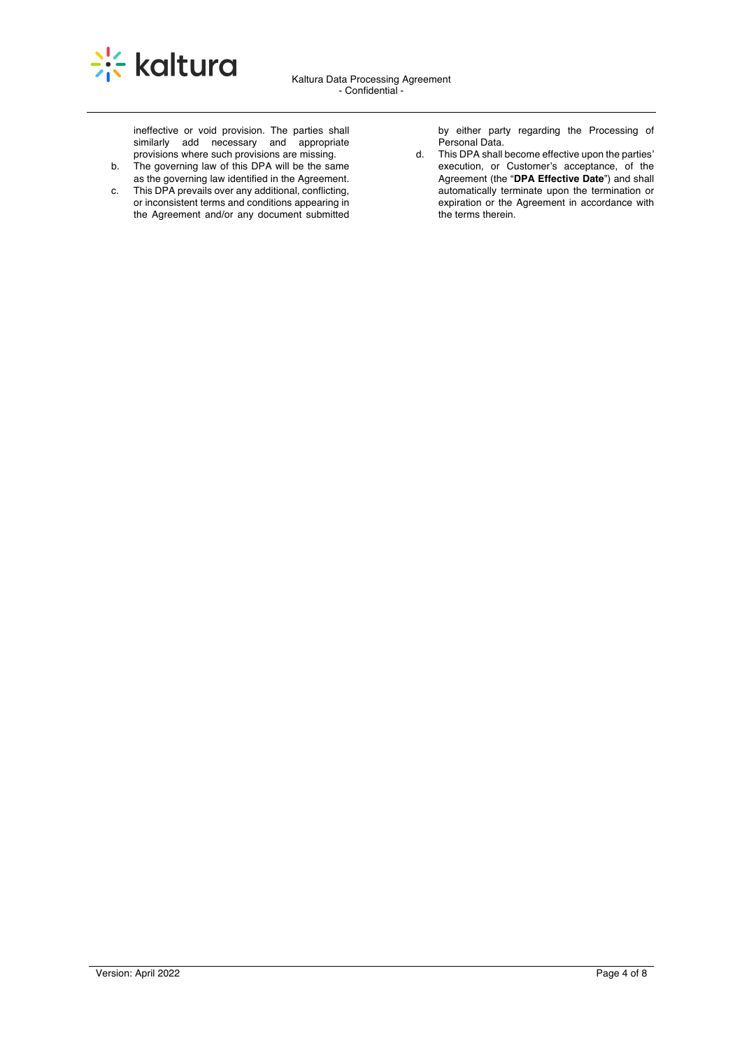ineffective or void provision. The parties shall similarly add necessary and appropriate provisions where such provisions are missing.

b. The governing law of this DPA will be the same as the governing law identified in the Agreement.

c. This DPA prevails over any additional, conflicting, or inconsistent terms and conditions appearing in the Agreement and/or any document submitted by either party regarding the Processing of Personal Data.

d. This DPA shall become effective upon the parties' execution, or Customer's acceptance, of the Agreement (the "**DPA Effective Date**") and shall automatically terminate upon the termination or expiration or the Agreement in accordance with the terms therein.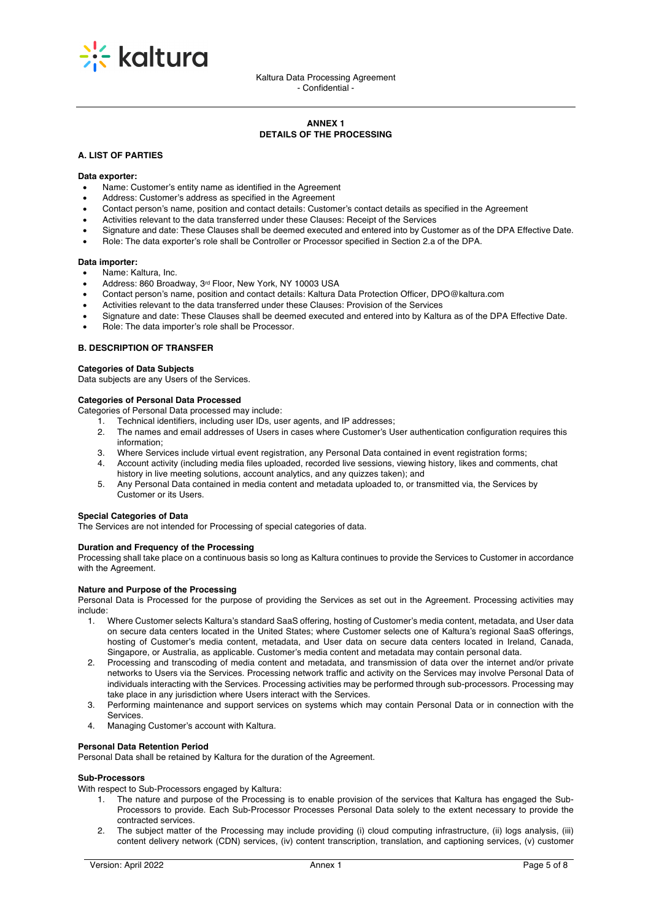# ANNEX 1
## DETAILS OF THE PROCESSING

### A. LIST OF PARTIES

**Data exporter:**

- Name: Customer's entity name as identified in the Agreement
- Address: Customer's address as specified in the Agreement
- Contact person's name, position and contact details: Customer's contact details as specified in the Agreement
- Activities relevant to the data transferred under these Clauses: Receipt of the Services
- Signature and date: These Clauses shall be deemed executed and entered into by Customer as of the DPA Effective Date.
- Role: The data exporter's role shall be Controller or Processor specified in Section 2.a of the DPA.

**Data importer:**

- Name: Kaltura, Inc.
- Address: 860 Broadway, 3rd Floor, New York, NY 10003 USA
- Contact person's name, position and contact details: Kaltura Data Protection Officer, DPO@kaltura.com
- Activities relevant to the data transferred under these Clauses: Provision of the Services
- Signature and date: These Clauses shall be deemed executed and entered into by Kaltura as of the DPA Effective Date.
- Role: The data importer's role shall be Processor.

### B. DESCRIPTION OF TRANSFER

**Categories of Data Subjects**

Data subjects are any Users of the Services.

**Categories of Personal Data Processed**

Categories of Personal Data processed may include:

1. Technical identifiers, including user IDs, user agents, and IP addresses;
2. The names and email addresses of Users in cases where Customer's User authentication configuration requires this information;
3. Where Services include virtual event registration, any Personal Data contained in event registration forms;
4. Account activity (including media files uploaded, recorded live sessions, viewing history, likes and comments, chat history in live meeting solutions, account analytics, and any quizzes taken); and
5. Any Personal Data contained in media content and metadata uploaded to, or transmitted via, the Services by Customer or its Users.

**Special Categories of Data**

The Services are not intended for Processing of special categories of data.

**Duration and Frequency of the Processing**

Processing shall take place on a continuous basis so long as Kaltura continues to provide the Services to Customer in accordance with the Agreement.

**Nature and Purpose of the Processing**

Personal Data is Processed for the purpose of providing the Services as set out in the Agreement. Processing activities may include:

1. Where Customer selects Kaltura's standard SaaS offering, hosting of Customer's media content, metadata, and User data on secure data centers located in the United States; where Customer selects one of Kaltura's regional SaaS offerings, hosting of Customer's media content, metadata, and User data on secure data centers located in Ireland, Canada, Singapore, or Australia, as applicable. Customer's media content and metadata may contain personal data.
2. Processing and transcoding of media content and metadata, and transmission of data over the internet and/or private networks to Users via the Services. Processing network traffic and activity on the Services may involve Personal Data of individuals interacting with the Services. Processing activities may be performed through sub-processors. Processing may take place in any jurisdiction where Users interact with the Services.
3. Performing maintenance and support services on systems which may contain Personal Data or in connection with the Services.
4. Managing Customer's account with Kaltura.

**Personal Data Retention Period**

Personal Data shall be retained by Kaltura for the duration of the Agreement.

**Sub-Processors**

With respect to Sub-Processors engaged by Kaltura:

1. The nature and purpose of the Processing is to enable provision of the services that Kaltura has engaged the Sub-Processors to provide. Each Sub-Processor Processes Personal Data solely to the extent necessary to provide the contracted services.
2. The subject matter of the Processing may include providing (i) cloud computing infrastructure, (ii) logs analysis, (iii) content delivery network (CDN) services, (iv) content transcription, translation, and captioning services, (v) customer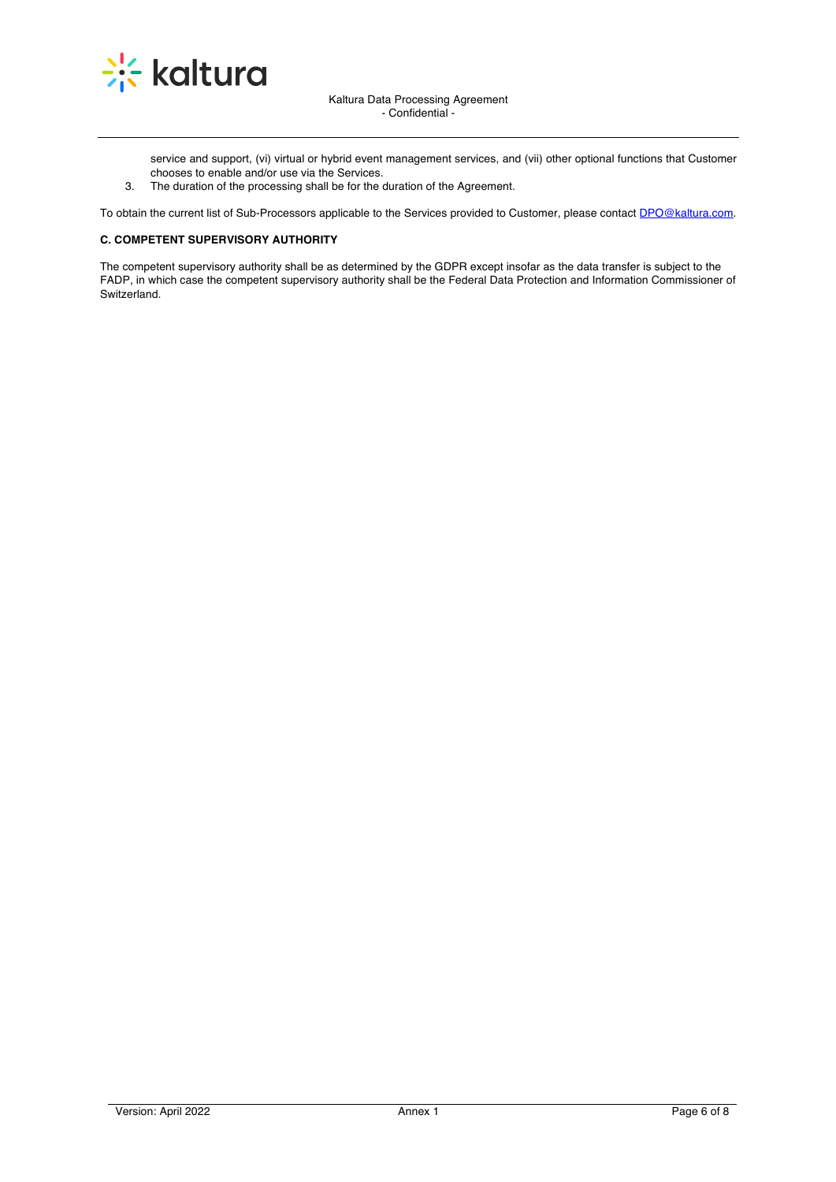service and support, (vi) virtual or hybrid event management services, and (vii) other optional functions that Customer chooses to enable and/or use via the Services.

3. The duration of the processing shall be for the duration of the Agreement.

To obtain the current list of Sub-Processors applicable to the Services provided to Customer, please contact DPO@kaltura.com.

**C. COMPETENT SUPERVISORY AUTHORITY**

The competent supervisory authority shall be as determined by the GDPR except insofar as the data transfer is subject to the FADP, in which case the competent supervisory authority shall be the Federal Data Protection and Information Commissioner of Switzerland.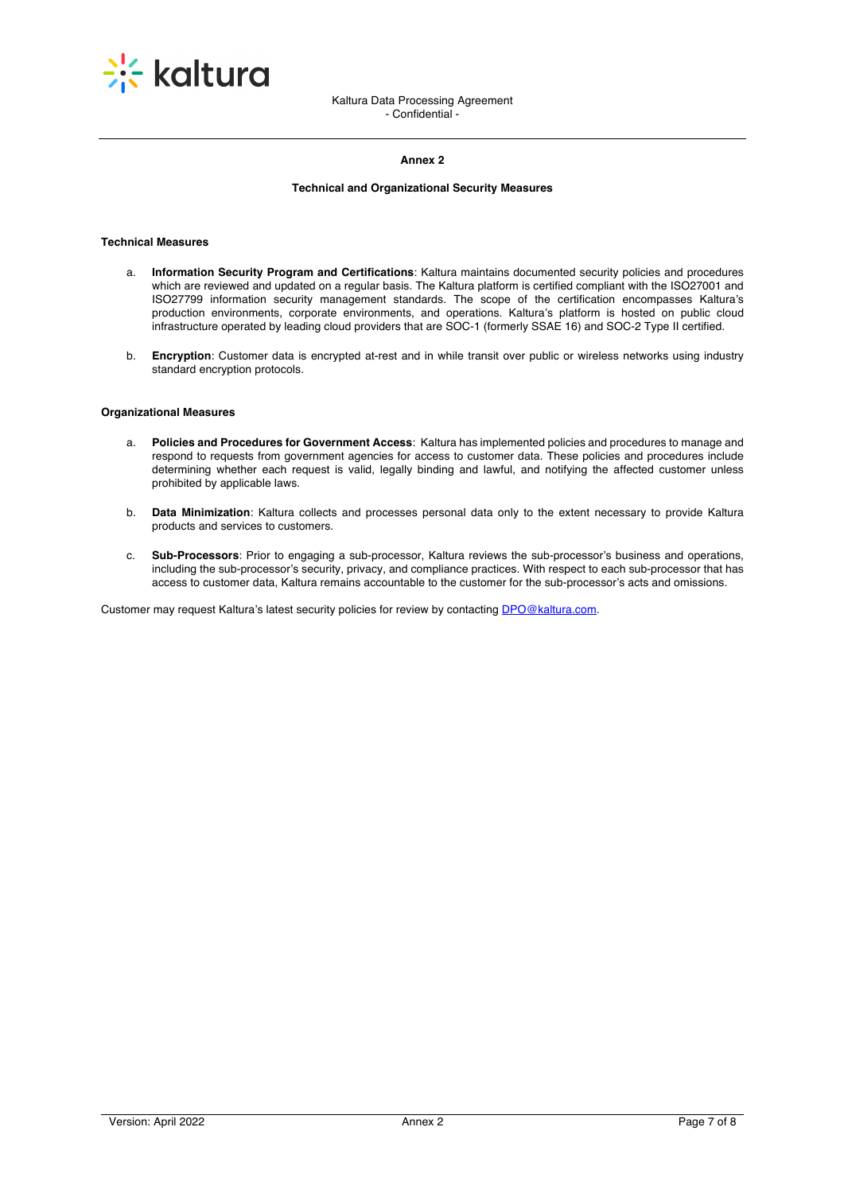## Annex 2

### Technical and Organizational Security Measures

**Technical Measures**

a. **Information Security Program and Certifications**: Kaltura maintains documented security policies and procedures which are reviewed and updated on a regular basis. The Kaltura platform is certified compliant with the ISO27001 and ISO27799 information security management standards. The scope of the certification encompasses Kaltura's production environments, corporate environments, and operations. Kaltura's platform is hosted on public cloud infrastructure operated by leading cloud providers that are SOC-1 (formerly SSAE 16) and SOC-2 Type II certified.

b. **Encryption**: Customer data is encrypted at-rest and in while transit over public or wireless networks using industry standard encryption protocols.

**Organizational Measures**

a. **Policies and Procedures for Government Access**: Kaltura has implemented policies and procedures to manage and respond to requests from government agencies for access to customer data. These policies and procedures include determining whether each request is valid, legally binding and lawful, and notifying the affected customer unless prohibited by applicable laws.

b. **Data Minimization**: Kaltura collects and processes personal data only to the extent necessary to provide Kaltura products and services to customers.

c. **Sub-Processors**: Prior to engaging a sub-processor, Kaltura reviews the sub-processor's business and operations, including the sub-processor's security, privacy, and compliance practices. With respect to each sub-processor that has access to customer data, Kaltura remains accountable to the customer for the sub-processor's acts and omissions.

Customer may request Kaltura's latest security policies for review by contacting DPO@kaltura.com.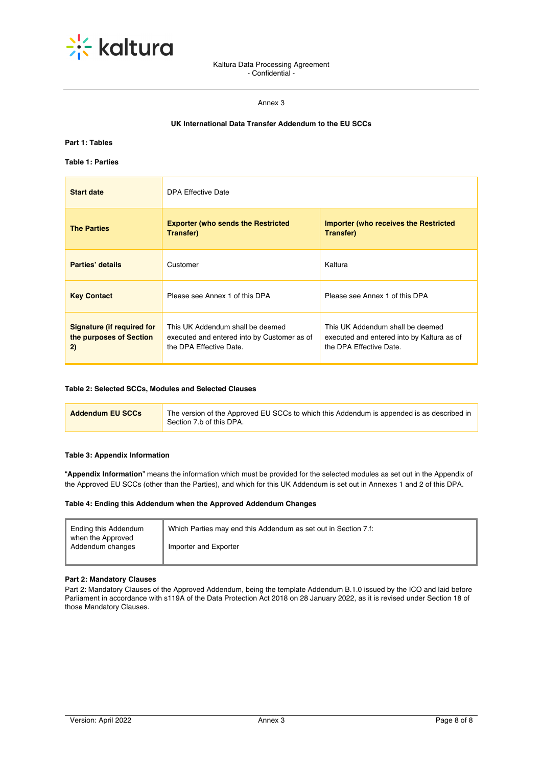Annex 3

## UK International Data Transfer Addendum to the EU SCCs

**Part 1: Tables**

**Table 1: Parties**

| | | |
|---|---|---|
| **Start date** | DPA Effective Date | |
| **The Parties** | **Exporter (who sends the Restricted Transfer)** | **Importer (who receives the Restricted Transfer)** |
| **Parties' details** | Customer | Kaltura |
| **Key Contact** | Please see Annex 1 of this DPA | Please see Annex 1 of this DPA |
| **Signature (if required for the purposes of Section 2)** | This UK Addendum shall be deemed executed and entered into by Customer as of the DPA Effective Date. | This UK Addendum shall be deemed executed and entered into by Kaltura as of the DPA Effective Date. |

**Table 2: Selected SCCs, Modules and Selected Clauses**

| | |
|---|---|
| **Addendum EU SCCs** | The version of the Approved EU SCCs to which this Addendum is appended is as described in Section 7.b of this DPA. |

**Table 3: Appendix Information**

"**Appendix Information**" means the information which must be provided for the selected modules as set out in the Appendix of the Approved EU SCCs (other than the Parties), and which for this UK Addendum is set out in Annexes 1 and 2 of this DPA.

**Table 4: Ending this Addendum when the Approved Addendum Changes**

| | |
|---|---|
| Ending this Addendum when the Approved Addendum changes | Which Parties may end this Addendum as set out in Section 7.f:<br><br>Importer and Exporter |

**Part 2: Mandatory Clauses**

Part 2: Mandatory Clauses of the Approved Addendum, being the template Addendum B.1.0 issued by the ICO and laid before Parliament in accordance with s119A of the Data Protection Act 2018 on 28 January 2022, as it is revised under Section 18 of those Mandatory Clauses.